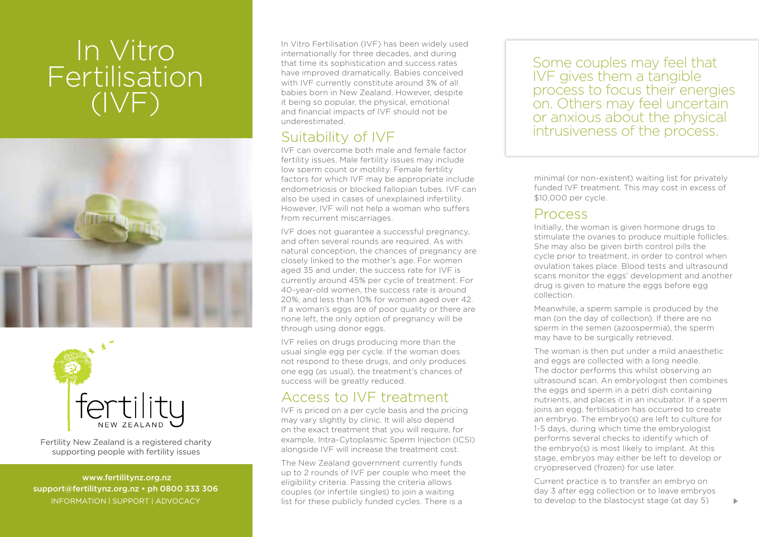# In Vitro Fertilisation (IVF)

fertility NEW ZEALAND

Fertility New Zealand is a registered charity supporting people with fertility issues

www.fertilitynz.org.nz
support@fertilitynz.org.nz • ph 0800 333 306
INFORMATION | SUPPORT | ADVOCACY

In Vitro Fertilisation (IVF) has been widely used internationally for three decades, and during that time its sophistication and success rates have improved dramatically. Babies conceived with IVF currently constitute around 3% of all babies born in New Zealand. However, despite it being so popular, the physical, emotional and financial impacts of IVF should not be underestimated.

## Suitability of IVF

IVF can overcome both male and female factor fertility issues. Male fertility issues may include low sperm count or motility. Female fertility factors for which IVF may be appropriate include endometriosis or blocked fallopian tubes. IVF can also be used in cases of unexplained infertility. However, IVF will not help a woman who suffers from recurrent miscarriages.

IVF does not guarantee a successful pregnancy, and often several rounds are required. As with natural conception, the chances of pregnancy are closely linked to the mother's age. For women aged 35 and under, the success rate for IVF is currently around 45% per cycle of treatment. For 40-year-old women, the success rate is around 20%; and less than 10% for women aged over 42. If a woman's eggs are of poor quality or there are none left, the only option of pregnancy will be through using donor eggs.

IVF relies on drugs producing more than the usual single egg per cycle. If the woman does not respond to these drugs, and only produces one egg (as usual), the treatment's chances of success will be greatly reduced.

## Access to IVF treatment

IVF is priced on a per cycle basis and the pricing may vary slightly by clinic. It will also depend on the exact treatment that you will require, for example, Intra-Cytoplasmic Sperm Injection (ICSI) alongside IVF will increase the treatment cost.

The New Zealand government currently funds up to 2 rounds of IVF per couple who meet the eligibility criteria. Passing the criteria allows couples (or infertile singles) to join a waiting list for these publicly funded cycles. There is a minimal (or non-existent) waiting list for privately funded IVF treatment. This may cost in excess of $10,000 per cycle.

> Some couples may feel that IVF gives them a tangible process to focus their energies on. Others may feel uncertain or anxious about the physical intrusiveness of the process.

## Process

Initially, the woman is given hormone drugs to stimulate the ovaries to produce multiple follicles. She may also be given birth control pills the cycle prior to treatment, in order to control when ovulation takes place. Blood tests and ultrasound scans monitor the eggs' development and another drug is given to mature the eggs before egg collection.

Meanwhile, a sperm sample is produced by the man (on the day of collection). If there are no sperm in the semen (azoospermia), the sperm may have to be surgically retrieved.

The woman is then put under a mild anaesthetic and eggs are collected with a long needle. The doctor performs this whilst observing an ultrasound scan. An embryologist then combines the eggs and sperm in a petri dish containing nutrients, and places it in an incubator. If a sperm joins an egg, fertilisation has occurred to create an embryo. The embryo(s) are left to culture for 1-5 days, during which time the embryologist performs several checks to identify which of the embryo(s) is most likely to implant. At this stage, embryos may either be left to develop or cryopreserved (frozen) for use later.

Current practice is to transfer an embryo on day 3 after egg collection or to leave embryos to develop to the blastocyst stage (at day 5)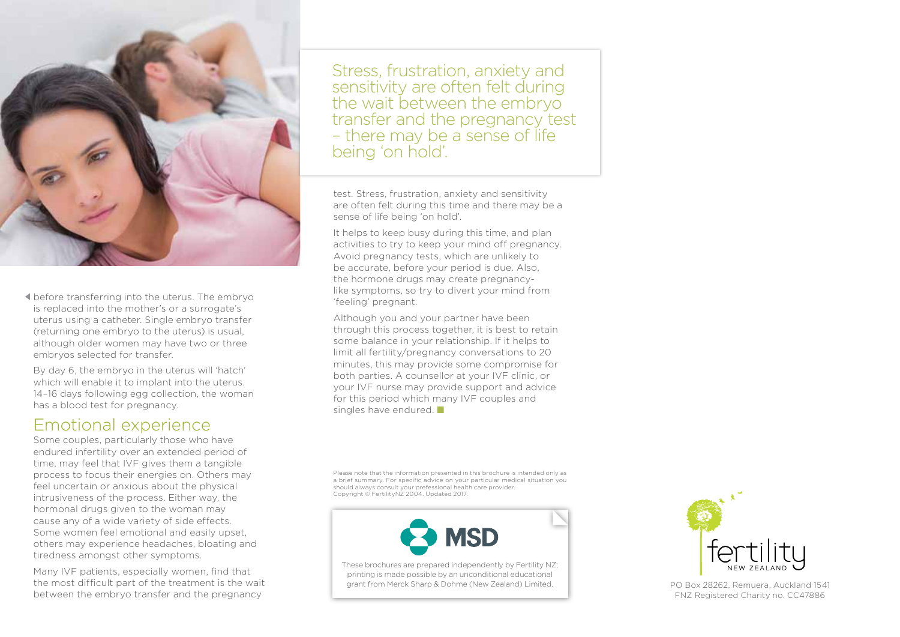before transferring into the uterus. The embryo is replaced into the mother's or a surrogate's uterus using a catheter. Single embryo transfer (returning one embryo to the uterus) is usual, although older women may have two or three embryos selected for transfer.

By day 6, the embryo in the uterus will 'hatch' which will enable it to implant into the uterus. 14–16 days following egg collection, the woman has a blood test for pregnancy.

## Emotional experience

Some couples, particularly those who have endured infertility over an extended period of time, may feel that IVF gives them a tangible process to focus their energies on. Others may feel uncertain or anxious about the physical intrusiveness of the process. Either way, the hormonal drugs given to the woman may cause any of a wide variety of side effects. Some women feel emotional and easily upset, others may experience headaches, bloating and tiredness amongst other symptoms.

Many IVF patients, especially women, find that the most difficult part of the treatment is the wait between the embryo transfer and the pregnancy test. Stress, frustration, anxiety and sensitivity are often felt during this time and there may be a sense of life being 'on hold'.

> Stress, frustration, anxiety and sensitivity are often felt during the wait between the embryo transfer and the pregnancy test – there may be a sense of life being 'on hold'.

It helps to keep busy during this time, and plan activities to try to keep your mind off pregnancy. Avoid pregnancy tests, which are unlikely to be accurate, before your period is due. Also, the hormone drugs may create pregnancy-like symptoms, so try to divert your mind from 'feeling' pregnant.

Although you and your partner have been through this process together, it is best to retain some balance in your relationship. If it helps to limit all fertility/pregnancy conversations to 20 minutes, this may provide some compromise for both parties. A counsellor at your IVF clinic, or your IVF nurse may provide support and advice for this period which many IVF couples and singles have endured. ■

Please note that the information presented in this brochure is intended only as a brief summary. For specific advice on your particular medical situation you should always consult your prefessional health care provider. Copyright © FertilityNZ 2004. Updated 2017.

MSD

These brochures are prepared independently by Fertility NZ; printing is made possible by an unconditional educational grant from Merck Sharp & Dohme (New Zealand) Limited.

fertility NEW ZEALAND

PO Box 28262, Remuera, Auckland 1541
FNZ Registered Charity no. CC47886